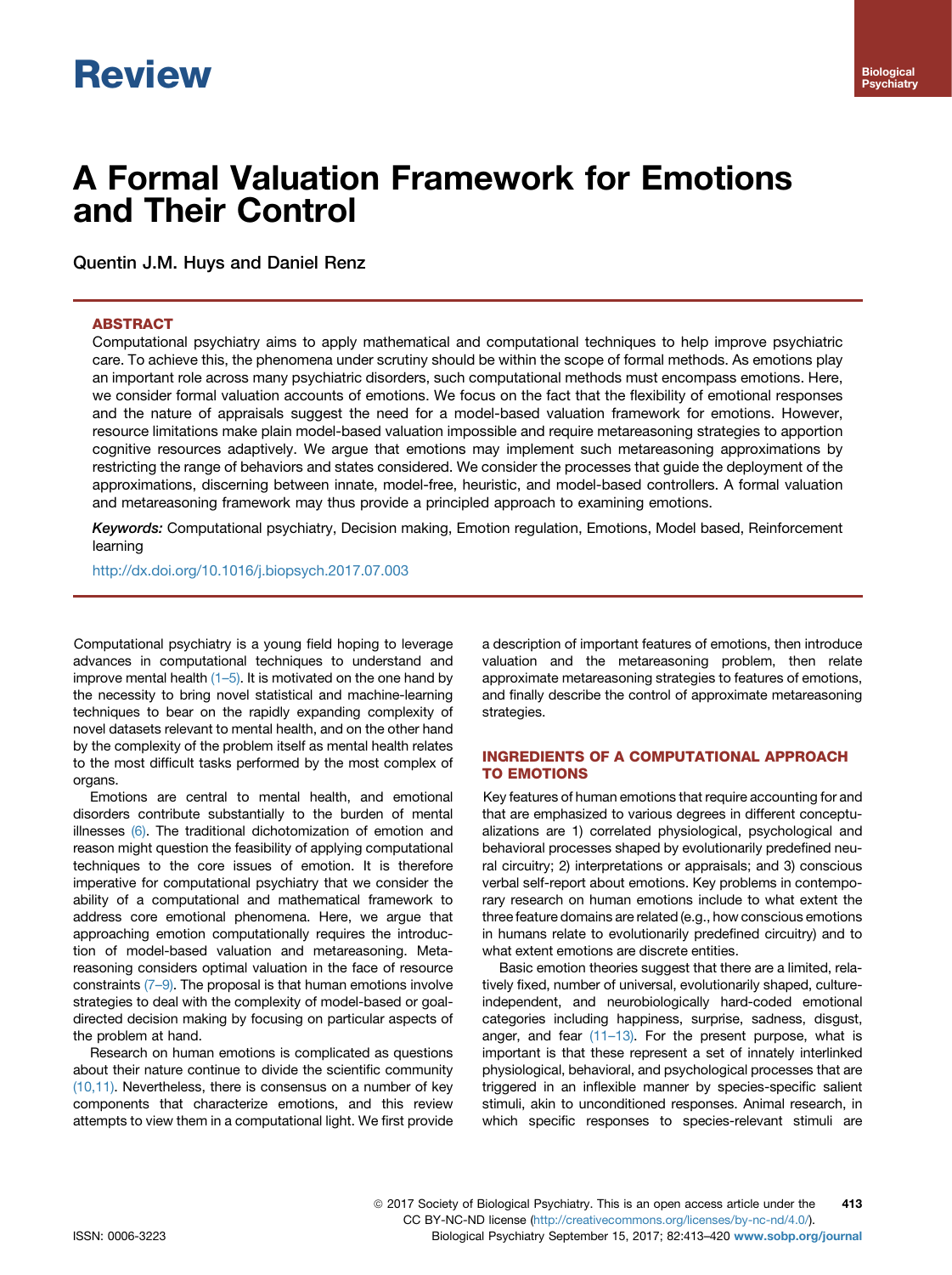Review

# A Formal Valuation Framework for Emotions and Their Control

Quentin J.M. Huys and Daniel Renz

## ABSTRACT

Computational psychiatry aims to apply mathematical and computational techniques to help improve psychiatric care. To achieve this, the phenomena under scrutiny should be within the scope of formal methods. As emotions play an important role across many psychiatric disorders, such computational methods must encompass emotions. Here, we consider formal valuation accounts of emotions. We focus on the fact that the flexibility of emotional responses and the nature of appraisals suggest the need for a model-based valuation framework for emotions. However, resource limitations make plain model-based valuation impossible and require metareasoning strategies to apportion cognitive resources adaptively. We argue that emotions may implement such metareasoning approximations by restricting the range of behaviors and states considered. We consider the processes that guide the deployment of the approximations, discerning between innate, model-free, heuristic, and model-based controllers. A formal valuation and metareasoning framework may thus provide a principled approach to examining emotions.

*Keywords:* Computational psychiatry, Decision making, Emotion regulation, Emotions, Model based, Reinforcement learning

http://dx.doi.org/10.1016/j.biopsych.2017.07.003

Computational psychiatry is a young field hoping to leverage advances in computational techniques to understand and improve mental health (1–5). It is motivated on the one hand by the necessity to bring novel statistical and machine-learning techniques to bear on the rapidly expanding complexity of novel datasets relevant to mental health, and on the other hand by the complexity of the problem itself as mental health relates to the most difficult tasks performed by the most complex of organs.

Emotions are central to mental health, and emotional disorders contribute substantially to the burden of mental illnesses (6). The traditional dichotomization of emotion and reason might question the feasibility of applying computational techniques to the core issues of emotion. It is therefore imperative for computational psychiatry that we consider the ability of a computational and mathematical framework to address core emotional phenomena. Here, we argue that approaching emotion computationally requires the introduction of model-based valuation and metareasoning. Metareasoning considers optimal valuation in the face of resource constraints (7–9). The proposal is that human emotions involve strategies to deal with the complexity of model-based or goal-directed decision making by focusing on particular aspects of the problem at hand.

Research on human emotions is complicated as questions about their nature continue to divide the scientific community (10,11). Nevertheless, there is consensus on a number of key components that characterize emotions, and this review attempts to view them in a computational light. We first provide a description of important features of emotions, then introduce valuation and the metareasoning problem, then relate approximate metareasoning strategies to features of emotions, and finally describe the control of approximate metareasoning strategies.

## INGREDIENTS OF A COMPUTATIONAL APPROACH TO EMOTIONS

Key features of human emotions that require accounting for and that are emphasized to various degrees in different conceptualizations are 1) correlated physiological, psychological and behavioral processes shaped by evolutionarily predefined neural circuitry; 2) interpretations or appraisals; and 3) conscious verbal self-report about emotions. Key problems in contemporary research on human emotions include to what extent the three feature domains are related (e.g., how conscious emotions in humans relate to evolutionarily predefined circuitry) and to what extent emotions are discrete entities.

Basic emotion theories suggest that there are a limited, relatively fixed, number of universal, evolutionarily shaped, culture-independent, and neurobiologically hard-coded emotional categories including happiness, surprise, sadness, disgust, anger, and fear (11–13). For the present purpose, what is important is that these represent a set of innately interlinked physiological, behavioral, and psychological processes that are triggered in an inflexible manner by species-specific salient stimuli, akin to unconditioned responses. Animal research, in which specific responses to species-relevant stimuli are

© 2017 Society of Biological Psychiatry. This is an open access article under the CC BY-NC-ND license (http://creativecommons.org/licenses/by-nc-nd/4.0/).

ISSN: 0006-3223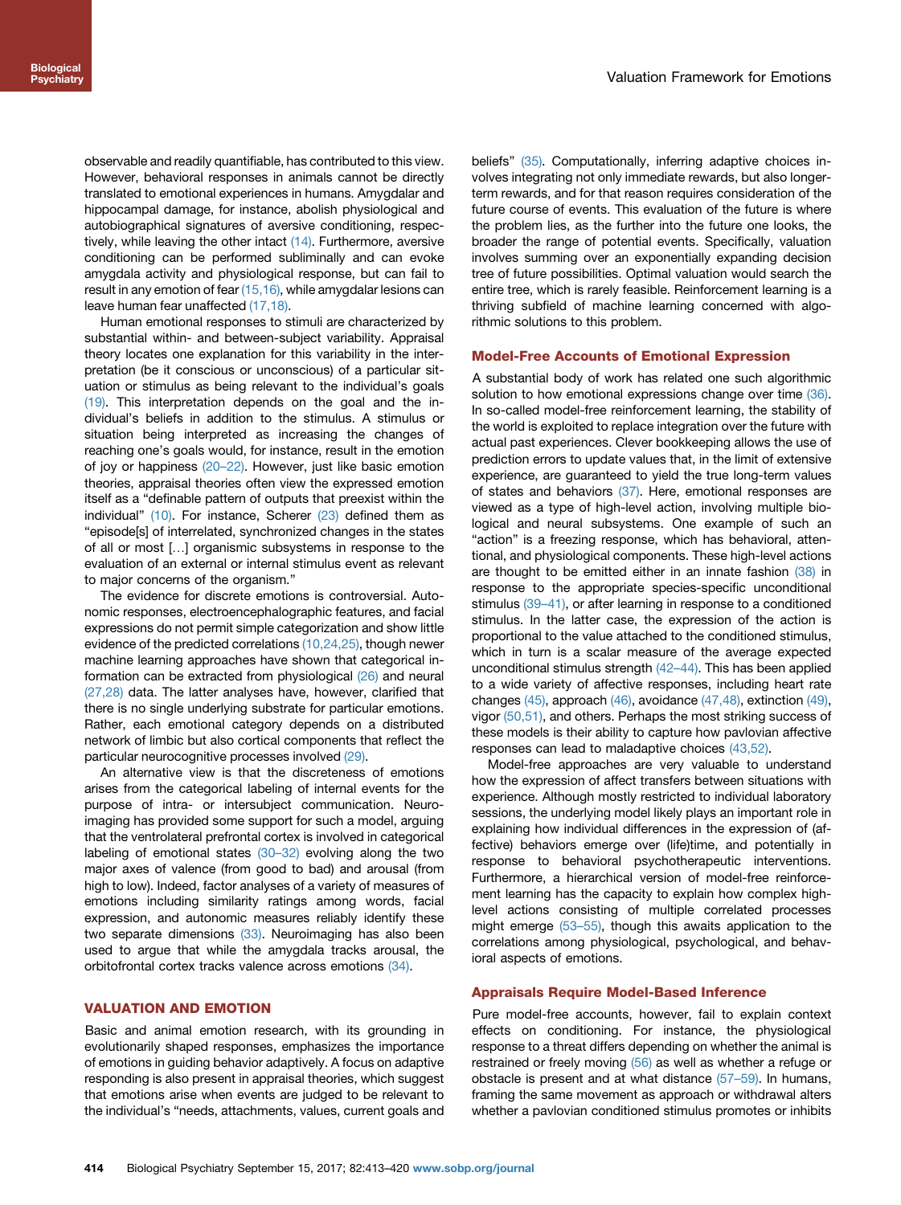observable and readily quantifiable, has contributed to this view. However, behavioral responses in animals cannot be directly translated to emotional experiences in humans. Amygdalar and hippocampal damage, for instance, abolish physiological and autobiographical signatures of aversive conditioning, respectively, while leaving the other intact (14). Furthermore, aversive conditioning can be performed subliminally and can evoke amygdala activity and physiological response, but can fail to result in any emotion of fear (15,16), while amygdalar lesions can leave human fear unaffected (17,18).

Human emotional responses to stimuli are characterized by substantial within- and between-subject variability. Appraisal theory locates one explanation for this variability in the interpretation (be it conscious or unconscious) of a particular situation or stimulus as being relevant to the individual's goals (19). This interpretation depends on the goal and the individual's beliefs in addition to the stimulus. A stimulus or situation being interpreted as increasing the changes of reaching one's goals would, for instance, result in the emotion of joy or happiness (20–22). However, just like basic emotion theories, appraisal theories often view the expressed emotion itself as a "definable pattern of outputs that preexist within the individual" (10). For instance, Scherer (23) defined them as "episode[s] of interrelated, synchronized changes in the states of all or most [...] organismic subsystems in response to the evaluation of an external or internal stimulus event as relevant to major concerns of the organism."

The evidence for discrete emotions is controversial. Autonomic responses, electroencephalographic features, and facial expressions do not permit simple categorization and show little evidence of the predicted correlations (10,24,25), though newer machine learning approaches have shown that categorical information can be extracted from physiological (26) and neural (27,28) data. The latter analyses have, however, clarified that there is no single underlying substrate for particular emotions. Rather, each emotional category depends on a distributed network of limbic but also cortical components that reflect the particular neurocognitive processes involved (29).

An alternative view is that the discreteness of emotions arises from the categorical labeling of internal events for the purpose of intra- or intersubject communication. Neuroimaging has provided some support for such a model, arguing that the ventrolateral prefrontal cortex is involved in categorical labeling of emotional states (30–32) evolving along the two major axes of valence (from good to bad) and arousal (from high to low). Indeed, factor analyses of a variety of measures of emotions including similarity ratings among words, facial expression, and autonomic measures reliably identify these two separate dimensions (33). Neuroimaging has also been used to argue that while the amygdala tracks arousal, the orbitofrontal cortex tracks valence across emotions (34).

## VALUATION AND EMOTION

Basic and animal emotion research, with its grounding in evolutionarily shaped responses, emphasizes the importance of emotions in guiding behavior adaptively. A focus on adaptive responding is also present in appraisal theories, which suggest that emotions arise when events are judged to be relevant to the individual's "needs, attachments, values, current goals and beliefs" (35). Computationally, inferring adaptive choices involves integrating not only immediate rewards, but also longer-term rewards, and for that reason requires consideration of the future course of events. This evaluation of the future is where the problem lies, as the further into the future one looks, the broader the range of potential events. Specifically, valuation involves summing over an exponentially expanding decision tree of future possibilities. Optimal valuation would search the entire tree, which is rarely feasible. Reinforcement learning is a thriving subfield of machine learning concerned with algorithmic solutions to this problem.

### Model-Free Accounts of Emotional Expression

A substantial body of work has related one such algorithmic solution to how emotional expressions change over time (36). In so-called model-free reinforcement learning, the stability of the world is exploited to replace integration over the future with actual past experiences. Clever bookkeeping allows the use of prediction errors to update values that, in the limit of extensive experience, are guaranteed to yield the true long-term values of states and behaviors (37). Here, emotional responses are viewed as a type of high-level action, involving multiple biological and neural subsystems. One example of such an "action" is a freezing response, which has behavioral, attentional, and physiological components. These high-level actions are thought to be emitted either in an innate fashion (38) in response to the appropriate species-specific unconditional stimulus (39–41), or after learning in response to a conditioned stimulus. In the latter case, the expression of the action is proportional to the value attached to the conditioned stimulus, which in turn is a scalar measure of the average expected unconditional stimulus strength (42–44). This has been applied to a wide variety of affective responses, including heart rate changes (45), approach (46), avoidance (47,48), extinction (49), vigor (50,51), and others. Perhaps the most striking success of these models is their ability to capture how pavlovian affective responses can lead to maladaptive choices (43,52).

Model-free approaches are very valuable to understand how the expression of affect transfers between situations with experience. Although mostly restricted to individual laboratory sessions, the underlying model likely plays an important role in explaining how individual differences in the expression of (affective) behaviors emerge over (life)time, and potentially in response to behavioral psychotherapeutic interventions. Furthermore, a hierarchical version of model-free reinforcement learning has the capacity to explain how complex high-level actions consisting of multiple correlated processes might emerge (53–55), though this awaits application to the correlations among physiological, psychological, and behavioral aspects of emotions.

### Appraisals Require Model-Based Inference

Pure model-free accounts, however, fail to explain context effects on conditioning. For instance, the physiological response to a threat differs depending on whether the animal is restrained or freely moving (56) as well as whether a refuge or obstacle is present and at what distance (57–59). In humans, framing the same movement as approach or withdrawal alters whether a pavlovian conditioned stimulus promotes or inhibits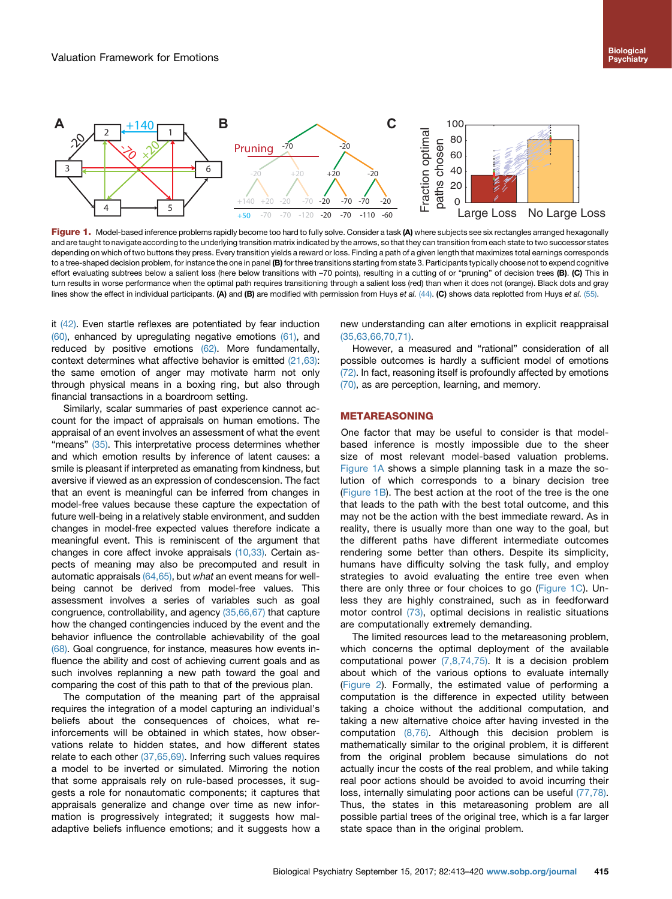**Figure 1.** Model-based inference problems rapidly become too hard to fully solve. Consider a task **(A)** where subjects see six rectangles arranged hexagonally and are taught to navigate according to the underlying transition matrix indicated by the arrows, so that they can transition from each state to two successor states depending on which of two buttons they press. Every transition yields a reward or loss. Finding a path of a given length that maximizes total earnings corresponds to a tree-shaped decision problem, for instance the one in panel **(B)** for three transitions starting from state 3. Participants typically choose not to expend cognitive effort evaluating subtrees below a salient loss (here below transitions with −70 points), resulting in a cutting of or "pruning" of decision trees **(B)**. **(C)** This in turn results in worse performance when the optimal path requires transitioning through a salient loss (red) than when it does not (orange). Black dots and gray lines show the effect in individual participants. **(A)** and **(B)** are modified with permission from Huys *et al.* (44). **(C)** shows data replotted from Huys *et al.* (55).

it (42). Even startle reflexes are potentiated by fear induction (60), enhanced by upregulating negative emotions (61), and reduced by positive emotions (62). More fundamentally, context determines what affective behavior is emitted (21,63): the same emotion of anger may motivate harm not only through physical means in a boxing ring, but also through financial transactions in a boardroom setting.

Similarly, scalar summaries of past experience cannot account for the impact of appraisals on human emotions. The appraisal of an event involves an assessment of what the event "means" (35). This interpretative process determines whether and which emotion results by inference of latent causes: a smile is pleasant if interpreted as emanating from kindness, but aversive if viewed as an expression of condescension. The fact that an event is meaningful can be inferred from changes in model-free values because these capture the expectation of future well-being in a relatively stable environment, and sudden changes in model-free expected values therefore indicate a meaningful event. This is reminiscent of the argument that changes in core affect invoke appraisals (10,33). Certain aspects of meaning may also be precomputed and result in automatic appraisals (64,65), but *what* an event means for well-being cannot be derived from model-free values. This assessment involves a series of variables such as goal congruence, controllability, and agency (35,66,67) that capture how the changed contingencies induced by the event and the behavior influence the controllable achievability of the goal (68). Goal congruence, for instance, measures how events influence the ability and cost of achieving current goals and as such involves replanning a new path toward the goal and comparing the cost of this path to that of the previous plan.

The computation of the meaning part of the appraisal requires the integration of a model capturing an individual's beliefs about the consequences of choices, what reinforcements will be obtained in which states, how observations relate to hidden states, and how different states relate to each other (37,65,69). Inferring such values requires a model to be inverted or simulated. Mirroring the notion that some appraisals rely on rule-based processes, it suggests a role for nonautomatic components; it captures that appraisals generalize and change over time as new information is progressively integrated; it suggests how maladaptive beliefs influence emotions; and it suggests how a new understanding can alter emotions in explicit reappraisal (35,63,66,70,71).

However, a measured and "rational" consideration of all possible outcomes is hardly a sufficient model of emotions (72). In fact, reasoning itself is profoundly affected by emotions (70), as are perception, learning, and memory.

## METAREASONING

One factor that may be useful to consider is that model-based inference is mostly impossible due to the sheer size of most relevant model-based valuation problems. Figure 1A shows a simple planning task in a maze the solution of which corresponds to a binary decision tree (Figure 1B). The best action at the root of the tree is the one that leads to the path with the best total outcome, and this may not be the action with the best immediate reward. As in reality, there is usually more than one way to the goal, but the different paths have different intermediate outcomes rendering some better than others. Despite its simplicity, humans have difficulty solving the task fully, and employ strategies to avoid evaluating the entire tree even when there are only three or four choices to go (Figure 1C). Unless they are highly constrained, such as in feedforward motor control (73), optimal decisions in realistic situations are computationally extremely demanding.

The limited resources lead to the metareasoning problem, which concerns the optimal deployment of the available computational power (7,8,74,75). It is a decision problem about which of the various options to evaluate internally (Figure 2). Formally, the estimated value of performing a computation is the difference in expected utility between taking a choice without the additional computation, and taking a new alternative choice after having invested in the computation (8,76). Although this decision problem is mathematically similar to the original problem, it is different from the original problem because simulations do not actually incur the costs of the real problem, and while taking real poor actions should be avoided to avoid incurring their loss, internally simulating poor actions can be useful (77,78). Thus, the states in this metareasoning problem are all possible partial trees of the original tree, which is a far larger state space than in the original problem.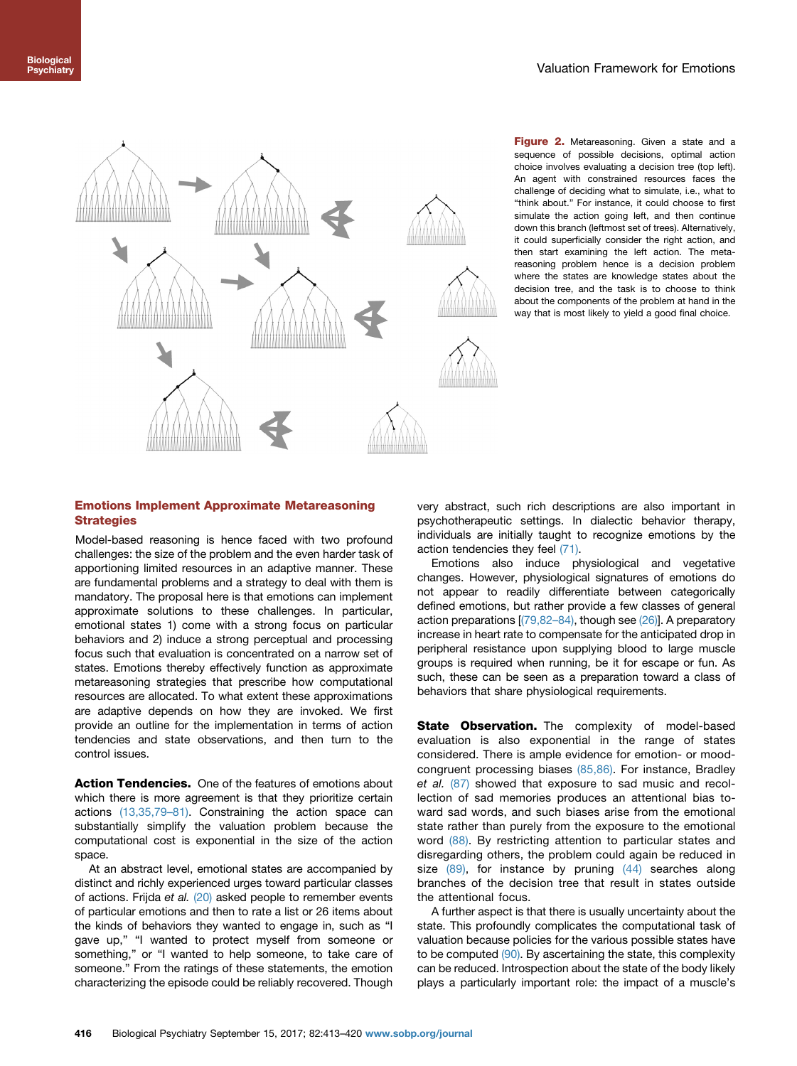**Figure 2.** Metareasoning. Given a state and a sequence of possible decisions, optimal action choice involves evaluating a decision tree (top left). An agent with constrained resources faces the challenge of deciding what to simulate, i.e., what to "think about." For instance, it could choose to first simulate the action going left, and then continue down this branch (leftmost set of trees). Alternatively, it could superficially consider the right action, and then start examining the left action. The metareasoning problem hence is a decision problem where the states are knowledge states about the decision tree, and the task is to choose to think about the components of the problem at hand in the way that is most likely to yield a good final choice.

## Emotions Implement Approximate Metareasoning Strategies

Model-based reasoning is hence faced with two profound challenges: the size of the problem and the even harder task of apportioning limited resources in an adaptive manner. These are fundamental problems and a strategy to deal with them is mandatory. The proposal here is that emotions can implement approximate solutions to these challenges. In particular, emotional states 1) come with a strong focus on particular behaviors and 2) induce a strong perceptual and processing focus such that evaluation is concentrated on a narrow set of states. Emotions thereby effectively function as approximate metareasoning strategies that prescribe how computational resources are allocated. To what extent these approximations are adaptive depends on how they are invoked. We first provide an outline for the implementation in terms of action tendencies and state observations, and then turn to the control issues.

**Action Tendencies.** One of the features of emotions about which there is more agreement is that they prioritize certain actions (13,35,79–81). Constraining the action space can substantially simplify the valuation problem because the computational cost is exponential in the size of the action space.

At an abstract level, emotional states are accompanied by distinct and richly experienced urges toward particular classes of actions. Frijda *et al.* (20) asked people to remember events of particular emotions and then to rate a list or 26 items about the kinds of behaviors they wanted to engage in, such as "I gave up," "I wanted to protect myself from someone or something," or "I wanted to help someone, to take care of someone." From the ratings of these statements, the emotion characterizing the episode could be reliably recovered. Though very abstract, such rich descriptions are also important in psychotherapeutic settings. In dialectic behavior therapy, individuals are initially taught to recognize emotions by the action tendencies they feel (71).

Emotions also induce physiological and vegetative changes. However, physiological signatures of emotions do not appear to readily differentiate between categorically defined emotions, but rather provide a few classes of general action preparations [(79,82–84), though see (26)]. A preparatory increase in heart rate to compensate for the anticipated drop in peripheral resistance upon supplying blood to large muscle groups is required when running, be it for escape or fun. As such, these can be seen as a preparation toward a class of behaviors that share physiological requirements.

**State Observation.** The complexity of model-based evaluation is also exponential in the range of states considered. There is ample evidence for emotion- or mood-congruent processing biases (85,86). For instance, Bradley *et al.* (87) showed that exposure to sad music and recollection of sad memories produces an attentional bias toward sad words, and such biases arise from the emotional state rather than purely from the exposure to the emotional word (88). By restricting attention to particular states and disregarding others, the problem could again be reduced in size (89), for instance by pruning (44) searches along branches of the decision tree that result in states outside the attentional focus.

A further aspect is that there is usually uncertainty about the state. This profoundly complicates the computational task of valuation because policies for the various possible states have to be computed (90). By ascertaining the state, this complexity can be reduced. Introspection about the state of the body likely plays a particularly important role: the impact of a muscle's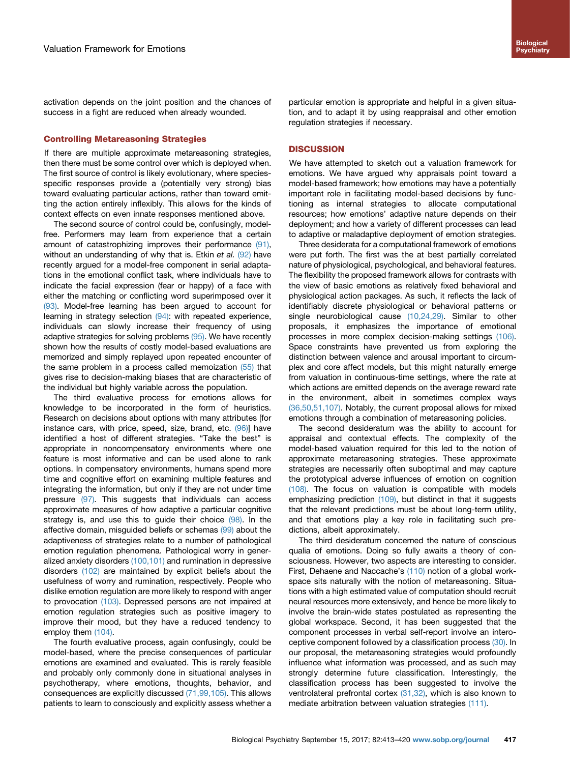activation depends on the joint position and the chances of success in a fight are reduced when already wounded.

### Controlling Metareasoning Strategies

If there are multiple approximate metareasoning strategies, then there must be some control over which is deployed when. The first source of control is likely evolutionary, where species-specific responses provide a (potentially very strong) bias toward evaluating particular actions, rather than toward emitting the action entirely inflexibly. This allows for the kinds of context effects on even innate responses mentioned above.

The second source of control could be, confusingly, model-free. Performers may learn from experience that a certain amount of catastrophizing improves their performance (91), without an understanding of why that is. Etkin *et al.* (92) have recently argued for a model-free component in serial adaptations in the emotional conflict task, where individuals have to indicate the facial expression (fear or happy) of a face with either the matching or conflicting word superimposed over it (93). Model-free learning has been argued to account for learning in strategy selection (94): with repeated experience, individuals can slowly increase their frequency of using adaptive strategies for solving problems (95). We have recently shown how the results of costly model-based evaluations are memorized and simply replayed upon repeated encounter of the same problem in a process called memoization (55) that gives rise to decision-making biases that are characteristic of the individual but highly variable across the population.

The third evaluative process for emotions allows for knowledge to be incorporated in the form of heuristics. Research on decisions about options with many attributes [for instance cars, with price, speed, size, brand, etc. (96)] have identified a host of different strategies. "Take the best" is appropriate in noncompensatory environments where one feature is most informative and can be used alone to rank options. In compensatory environments, humans spend more time and cognitive effort on examining multiple features and integrating the information, but only if they are not under time pressure (97). This suggests that individuals can access approximate measures of how adaptive a particular cognitive strategy is, and use this to guide their choice (98). In the affective domain, misguided beliefs or schemas (99) about the adaptiveness of strategies relate to a number of pathological emotion regulation phenomena. Pathological worry in generalized anxiety disorders (100,101) and rumination in depressive disorders (102) are maintained by explicit beliefs about the usefulness of worry and rumination, respectively. People who dislike emotion regulation are more likely to respond with anger to provocation (103). Depressed persons are not impaired at emotion regulation strategies such as positive imagery to improve their mood, but they have a reduced tendency to employ them (104).

The fourth evaluative process, again confusingly, could be model-based, where the precise consequences of particular emotions are examined and evaluated. This is rarely feasible and probably only commonly done in situational analyses in psychotherapy, where emotions, thoughts, behavior, and consequences are explicitly discussed (71,99,105). This allows patients to learn to consciously and explicitly assess whether a particular emotion is appropriate and helpful in a given situation, and to adapt it by using reappraisal and other emotion regulation strategies if necessary.

## DISCUSSION

We have attempted to sketch out a valuation framework for emotions. We have argued why appraisals point toward a model-based framework; how emotions may have a potentially important role in facilitating model-based decisions by functioning as internal strategies to allocate computational resources; how emotions' adaptive nature depends on their deployment; and how a variety of different processes can lead to adaptive or maladaptive deployment of emotion strategies.

Three desiderata for a computational framework of emotions were put forth. The first was the at best partially correlated nature of physiological, psychological, and behavioral features. The flexibility the proposed framework allows for contrasts with the view of basic emotions as relatively fixed behavioral and physiological action packages. As such, it reflects the lack of identifiably discrete physiological or behavioral patterns or single neurobiological cause (10,24,29). Similar to other proposals, it emphasizes the importance of emotional processes in more complex decision-making settings (106). Space constraints have prevented us from exploring the distinction between valence and arousal important to circumplex and core affect models, but this might naturally emerge from valuation in continuous-time settings, where the rate at which actions are emitted depends on the average reward rate in the environment, albeit in sometimes complex ways (36,50,51,107). Notably, the current proposal allows for mixed emotions through a combination of metareasoning policies.

The second desideratum was the ability to account for appraisal and contextual effects. The complexity of the model-based valuation required for this led to the notion of approximate metareasoning strategies. These approximate strategies are necessarily often suboptimal and may capture the prototypical adverse influences of emotion on cognition (108). The focus on valuation is compatible with models emphasizing prediction (109), but distinct in that it suggests that the relevant predictions must be about long-term utility, and that emotions play a key role in facilitating such predictions, albeit approximately.

The third desideratum concerned the nature of conscious qualia of emotions. Doing so fully awaits a theory of consciousness. However, two aspects are interesting to consider. First, Dehaene and Naccache's (110) notion of a global workspace sits naturally with the notion of metareasoning. Situations with a high estimated value of computation should recruit neural resources more extensively, and hence be more likely to involve the brain-wide states postulated as representing the global workspace. Second, it has been suggested that the component processes in verbal self-report involve an interoceptive component followed by a classification process (30). In our proposal, the metareasoning strategies would profoundly influence what information was processed, and as such may strongly determine future classification. Interestingly, the classification process has been suggested to involve the ventrolateral prefrontal cortex (31,32), which is also known to mediate arbitration between valuation strategies (111).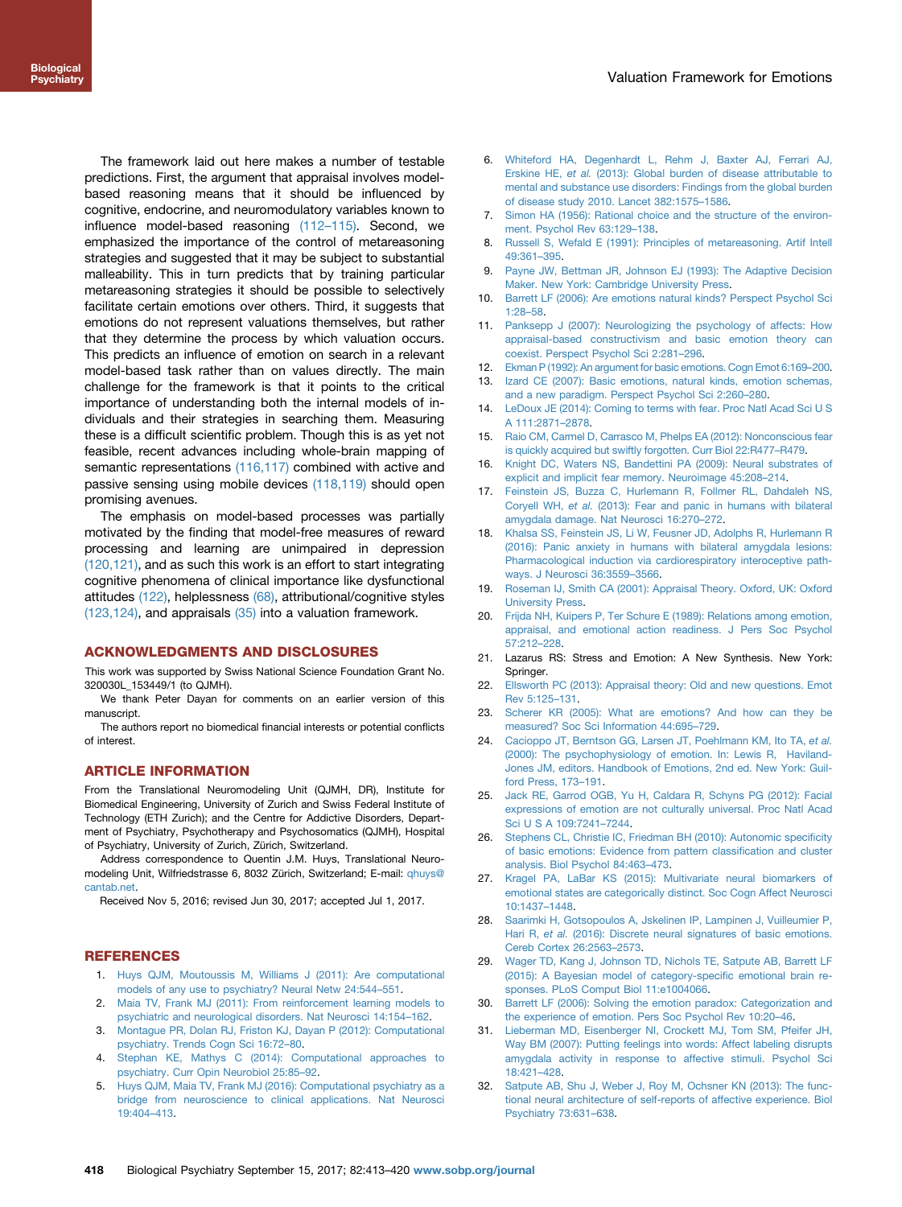The framework laid out here makes a number of testable predictions. First, the argument that appraisal involves model-based reasoning means that it should be influenced by cognitive, endocrine, and neuromodulatory variables known to influence model-based reasoning (112–115). Second, we emphasized the importance of the control of metareasoning strategies and suggested that it may be subject to substantial malleability. This in turn predicts that by training particular metareasoning strategies it should be possible to selectively facilitate certain emotions over others. Third, it suggests that emotions do not represent valuations themselves, but rather that they determine the process by which valuation occurs. This predicts an influence of emotion on search in a relevant model-based task rather than on values directly. The main challenge for the framework is that it points to the critical importance of understanding both the internal models of individuals and their strategies in searching them. Measuring these is a difficult scientific problem. Though this is as yet not feasible, recent advances including whole-brain mapping of semantic representations (116,117) combined with active and passive sensing using mobile devices (118,119) should open promising avenues.

The emphasis on model-based processes was partially motivated by the finding that model-free measures of reward processing and learning are unimpaired in depression (120,121), and as such this work is an effort to start integrating cognitive phenomena of clinical importance like dysfunctional attitudes (122), helplessness (68), attributional/cognitive styles (123,124), and appraisals (35) into a valuation framework.

## ACKNOWLEDGMENTS AND DISCLOSURES

This work was supported by Swiss National Science Foundation Grant No. 320030L_153449/1 (to QJMH).

We thank Peter Dayan for comments on an earlier version of this manuscript.

The authors report no biomedical financial interests or potential conflicts of interest.

## ARTICLE INFORMATION

From the Translational Neuromodeling Unit (QJMH, DR), Institute for Biomedical Engineering, University of Zurich and Swiss Federal Institute of Technology (ETH Zurich); and the Centre for Addictive Disorders, Department of Psychiatry, Psychotherapy and Psychosomatics (QJMH), Hospital of Psychiatry, University of Zurich, Zürich, Switzerland.

Address correspondence to Quentin J.M. Huys, Translational Neuromodeling Unit, Wilfriedstrasse 6, 8032 Zürich, Switzerland; E-mail: qhuys@cantab.net.

Received Nov 5, 2016; revised Jun 30, 2017; accepted Jul 1, 2017.

## REFERENCES

1. Huys QJM, Moutoussis M, Williams J (2011): Are computational models of any use to psychiatry? Neural Netw 24:544–551.
2. Maia TV, Frank MJ (2011): From reinforcement learning models to psychiatric and neurological disorders. Nat Neurosci 14:154–162.
3. Montague PR, Dolan RJ, Friston KJ, Dayan P (2012): Computational psychiatry. Trends Cogn Sci 16:72–80.
4. Stephan KE, Mathys C (2014): Computational approaches to psychiatry. Curr Opin Neurobiol 25:85–92.
5. Huys QJM, Maia TV, Frank MJ (2016): Computational psychiatry as a bridge from neuroscience to clinical applications. Nat Neurosci 19:404–413.
6. Whiteford HA, Degenhardt L, Rehm J, Baxter AJ, Ferrari AJ, Erskine HE, *et al.* (2013): Global burden of disease attributable to mental and substance use disorders: Findings from the global burden of disease study 2010. Lancet 382:1575–1586.
7. Simon HA (1956): Rational choice and the structure of the environment. Psychol Rev 63:129–138.
8. Russell S, Wefald E (1991): Principles of metareasoning. Artif Intell 49:361–395.
9. Payne JW, Bettman JR, Johnson EJ (1993): The Adaptive Decision Maker. New York: Cambridge University Press.
10. Barrett LF (2006): Are emotions natural kinds? Perspect Psychol Sci 1:28–58.
11. Panksepp J (2007): Neurologizing the psychology of affects: How appraisal-based constructivism and basic emotion theory can coexist. Perspect Psychol Sci 2:281–296.
12. Ekman P (1992): An argument for basic emotions. Cogn Emot 6:169–200.
13. Izard CE (2007): Basic emotions, natural kinds, emotion schemas, and a new paradigm. Perspect Psychol Sci 2:260–280.
14. LeDoux JE (2014): Coming to terms with fear. Proc Natl Acad Sci U S A 111:2871–2878.
15. Raio CM, Carmel D, Carrasco M, Phelps EA (2012): Nonconscious fear is quickly acquired but swiftly forgotten. Curr Biol 22:R477–R479.
16. Knight DC, Waters NS, Bandettini PA (2009): Neural substrates of explicit and implicit fear memory. Neuroimage 45:208–214.
17. Feinstein JS, Buzza C, Hurlemann R, Follmer RL, Dahdaleh NS, Coryell WH, *et al.* (2013): Fear and panic in humans with bilateral amygdala damage. Nat Neurosci 16:270–272.
18. Khalsa SS, Feinstein JS, Li W, Feusner JD, Adolphs R, Hurlemann R (2016): Panic anxiety in humans with bilateral amygdala lesions: Pharmacological induction via cardiorespiratory interoceptive pathways. J Neurosci 36:3559–3566.
19. Roseman IJ, Smith CA (2001): Appraisal Theory. Oxford, UK: Oxford University Press.
20. Frijda NH, Kuipers P, Ter Schure E (1989): Relations among emotion, appraisal, and emotional action readiness. J Pers Soc Psychol 57:212–228.
21. Lazarus RS: Stress and Emotion: A New Synthesis. New York: Springer.
22. Ellsworth PC (2013): Appraisal theory: Old and new questions. Emot Rev 5:125–131.
23. Scherer KR (2005): What are emotions? And how can they be measured? Soc Sci Information 44:695–729.
24. Cacioppo JT, Berntson GG, Larsen JT, Poehlmann KM, Ito TA, *et al.* (2000): The psychophysiology of emotion. In: Lewis R, Haviland-Jones JM, editors. Handbook of Emotions, 2nd ed. New York: Guilford Press, 173–191.
25. Jack RE, Garrod OGB, Yu H, Caldara R, Schyns PG (2012): Facial expressions of emotion are not culturally universal. Proc Natl Acad Sci U S A 109:7241–7244.
26. Stephens CL, Christie IC, Friedman BH (2010): Autonomic specificity of basic emotions: Evidence from pattern classification and cluster analysis. Biol Psychol 84:463–473.
27. Kragel PA, LaBar KS (2015): Multivariate neural biomarkers of emotional states are categorically distinct. Soc Cogn Affect Neurosci 10:1437–1448.
28. Saarimki H, Gotsopoulos A, Jskelinen IP, Lampinen J, Vuilleumier P, Hari R, *et al.* (2016): Discrete neural signatures of basic emotions. Cereb Cortex 26:2563–2573.
29. Wager TD, Kang J, Johnson TD, Nichols TE, Satpute AB, Barrett LF (2015): A Bayesian model of category-specific emotional brain responses. PLoS Comput Biol 11:e1004066.
30. Barrett LF (2006): Solving the emotion paradox: Categorization and the experience of emotion. Pers Soc Psychol Rev 10:20–46.
31. Lieberman MD, Eisenberger NI, Crockett MJ, Tom SM, Pfeifer JH, Way BM (2007): Putting feelings into words: Affect labeling disrupts amygdala activity in response to affective stimuli. Psychol Sci 18:421–428.
32. Satpute AB, Shu J, Weber J, Roy M, Ochsner KN (2013): The functional neural architecture of self-reports of affective experience. Biol Psychiatry 73:631–638.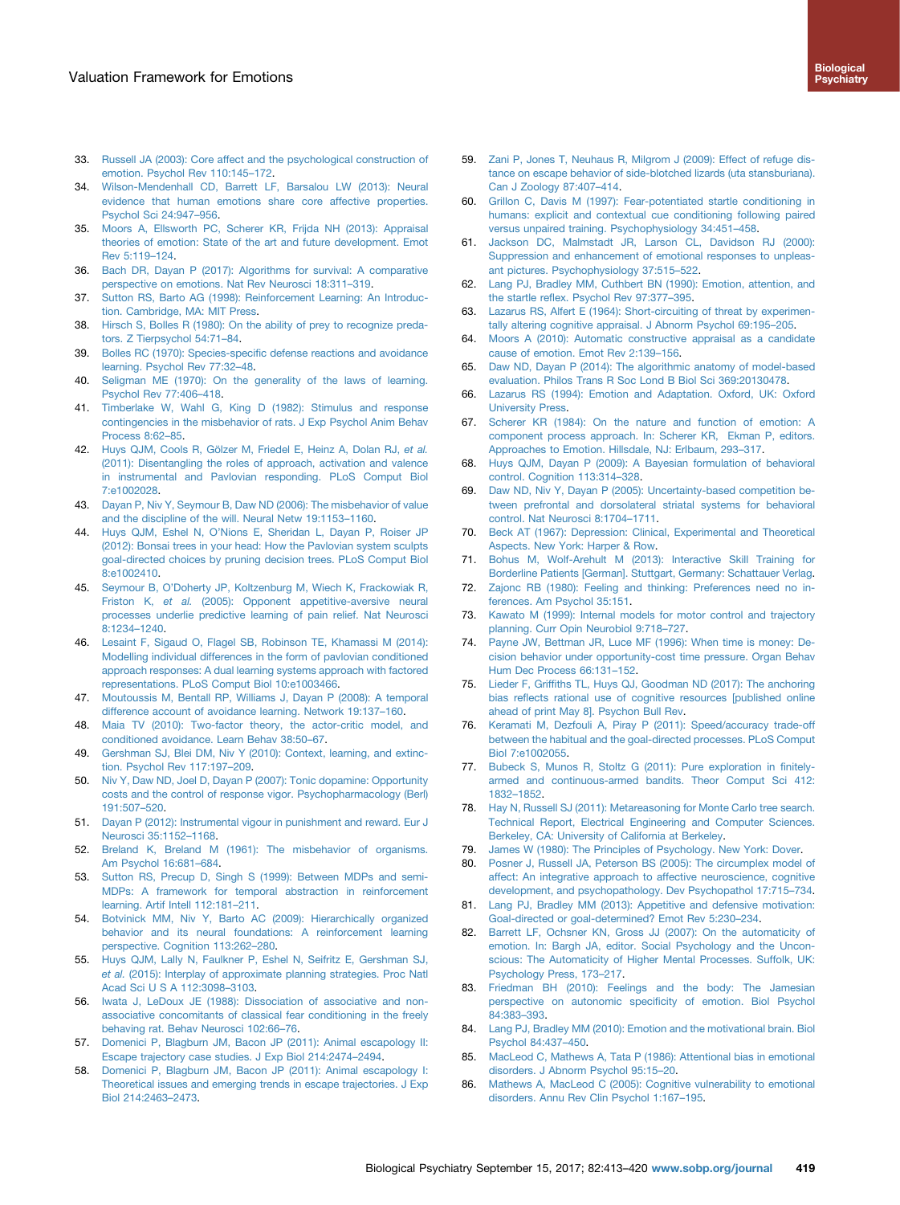33. Russell JA (2003): Core affect and the psychological construction of emotion. Psychol Rev 110:145–172.
34. Wilson-Mendenhall CD, Barrett LF, Barsalou LW (2013): Neural evidence that human emotions share core affective properties. Psychol Sci 24:947–956.
35. Moors A, Ellsworth PC, Scherer KR, Frijda NH (2013): Appraisal theories of emotion: State of the art and future development. Emot Rev 5:119–124.
36. Bach DR, Dayan P (2017): Algorithms for survival: A comparative perspective on emotions. Nat Rev Neurosci 18:311–319.
37. Sutton RS, Barto AG (1998): Reinforcement Learning: An Introduction. Cambridge, MA: MIT Press.
38. Hirsch S, Bolles R (1980): On the ability of prey to recognize predators. Z Tierpsychol 54:71–84.
39. Bolles RC (1970): Species-specific defense reactions and avoidance learning. Psychol Rev 77:32–48.
40. Seligman ME (1970): On the generality of the laws of learning. Psychol Rev 77:406–418.
41. Timberlake W, Wahl G, King D (1982): Stimulus and response contingencies in the misbehavior of rats. J Exp Psychol Anim Behav Process 8:62–85.
42. Huys QJM, Cools R, Gölzer M, Friedel E, Heinz A, Dolan RJ, *et al.* (2011): Disentangling the roles of approach, activation and valence in instrumental and Pavlovian responding. PLoS Comput Biol 7:e1002028.
43. Dayan P, Niv Y, Seymour B, Daw ND (2006): The misbehavior of value and the discipline of the will. Neural Netw 19:1153–1160.
44. Huys QJM, Eshel N, O'Nions E, Sheridan L, Dayan P, Roiser JP (2012): Bonsai trees in your head: How the Pavlovian system sculpts goal-directed choices by pruning decision trees. PLoS Comput Biol 8:e1002410.
45. Seymour B, O'Doherty JP, Koltzenburg M, Wiech K, Frackowiak R, Friston K, *et al.* (2005): Opponent appetitive-aversive neural processes underlie predictive learning of pain relief. Nat Neurosci 8:1234–1240.
46. Lesaint F, Sigaud O, Flagel SB, Robinson TE, Khamassi M (2014): Modelling individual differences in the form of pavlovian conditioned approach responses: A dual learning systems approach with factored representations. PLoS Comput Biol 10:e1003466.
47. Moutoussis M, Bentall RP, Williams J, Dayan P (2008): A temporal difference account of avoidance learning. Network 19:137–160.
48. Maia TV (2010): Two-factor theory, the actor-critic model, and conditioned avoidance. Learn Behav 38:50–67.
49. Gershman SJ, Blei DM, Niv Y (2010): Context, learning, and extinction. Psychol Rev 117:197–209.
50. Niv Y, Daw ND, Joel D, Dayan P (2007): Tonic dopamine: Opportunity costs and the control of response vigor. Psychopharmacology (Berl) 191:507–520.
51. Dayan P (2012): Instrumental vigour in punishment and reward. Eur J Neurosci 35:1152–1168.
52. Breland K, Breland M (1961): The misbehavior of organisms. Am Psychol 16:681–684.
53. Sutton RS, Precup D, Singh S (1999): Between MDPs and semi-MDPs: A framework for temporal abstraction in reinforcement learning. Artif Intell 112:181–211.
54. Botvinick MM, Niv Y, Barto AC (2009): Hierarchically organized behavior and its neural foundations: A reinforcement learning perspective. Cognition 113:262–280.
55. Huys QJM, Lally N, Faulkner P, Eshel N, Seifritz E, Gershman SJ, *et al.* (2015): Interplay of approximate planning strategies. Proc Natl Acad Sci U S A 112:3098–3103.
56. Iwata J, LeDoux JE (1988): Dissociation of associative and nonassociative concomitants of classical fear conditioning in the freely behaving rat. Behav Neurosci 102:66–76.
57. Domenici P, Blagburn JM, Bacon JP (2011): Animal escapology II: Escape trajectory case studies. J Exp Biol 214:2474–2494.
58. Domenici P, Blagburn JM, Bacon JP (2011): Animal escapology I: Theoretical issues and emerging trends in escape trajectories. J Exp Biol 214:2463–2473.
59. Zani P, Jones T, Neuhaus R, Milgrom J (2009): Effect of refuge distance on escape behavior of side-blotched lizards (uta stansburiana). Can J Zoology 87:407–414.
60. Grillon C, Davis M (1997): Fear-potentiated startle conditioning in humans: explicit and contextual cue conditioning following paired versus unpaired training. Psychophysiology 34:451–458.
61. Jackson DC, Malmstadt JR, Larson CL, Davidson RJ (2000): Suppression and enhancement of emotional responses to unpleasant pictures. Psychophysiology 37:515–522.
62. Lang PJ, Bradley MM, Cuthbert BN (1990): Emotion, attention, and the startle reflex. Psychol Rev 97:377–395.
63. Lazarus RS, Alfert E (1964): Short-circuiting of threat by experimentally altering cognitive appraisal. J Abnorm Psychol 69:195–205.
64. Moors A (2010): Automatic constructive appraisal as a candidate cause of emotion. Emot Rev 2:139–156.
65. Daw ND, Dayan P (2014): The algorithmic anatomy of model-based evaluation. Philos Trans R Soc Lond B Biol Sci 369:20130478.
66. Lazarus RS (1994): Emotion and Adaptation. Oxford, UK: Oxford University Press.
67. Scherer KR (1984): On the nature and function of emotion: A component process approach. In: Scherer KR, Ekman P, editors. Approaches to Emotion. Hillsdale, NJ: Erlbaum, 293–317.
68. Huys QJM, Dayan P (2009): A Bayesian formulation of behavioral control. Cognition 113:314–328.
69. Daw ND, Niv Y, Dayan P (2005): Uncertainty-based competition between prefrontal and dorsolateral striatal systems for behavioral control. Nat Neurosci 8:1704–1711.
70. Beck AT (1967): Depression: Clinical, Experimental and Theoretical Aspects. New York: Harper & Row.
71. Bohus M, Wolf-Arehult M (2013): Interactive Skill Training for Borderline Patients [German]. Stuttgart, Germany: Schattauer Verlag.
72. Zajonc RB (1980): Feeling and thinking: Preferences need no inferences. Am Psychol 35:151.
73. Kawato M (1999): Internal models for motor control and trajectory planning. Curr Opin Neurobiol 9:718–727.
74. Payne JW, Bettman JR, Luce MF (1996): When time is money: Decision behavior under opportunity-cost time pressure. Organ Behav Hum Dec Process 66:131–152.
75. Lieder F, Griffiths TL, Huys QJ, Goodman ND (2017): The anchoring bias reflects rational use of cognitive resources [published online ahead of print May 8]. Psychon Bull Rev.
76. Keramati M, Dezfouli A, Piray P (2011): Speed/accuracy trade-off between the habitual and the goal-directed processes. PLoS Comput Biol 7:e1002055.
77. Bubeck S, Munos R, Stoltz G (2011): Pure exploration in finitely-armed and continuous-armed bandits. Theor Comput Sci 412:1832–1852.
78. Hay N, Russell SJ (2011): Metareasoning for Monte Carlo tree search. Technical Report, Electrical Engineering and Computer Sciences. Berkeley, CA: University of California at Berkeley.
79. James W (1980): The Principles of Psychology. New York: Dover.
80. Posner J, Russell JA, Peterson BS (2005): The circumplex model of affect: An integrative approach to affective neuroscience, cognitive development, and psychopathology. Dev Psychopathol 17:715–734.
81. Lang PJ, Bradley MM (2013): Appetitive and defensive motivation: Goal-directed or goal-determined? Emot Rev 5:230–234.
82. Barrett LF, Ochsner KN, Gross JJ (2007): On the automaticity of emotion. In: Bargh JA, editor. Social Psychology and the Unconscious: The Automaticity of Higher Mental Processes. Suffolk, UK: Psychology Press, 173–217.
83. Friedman BH (2010): Feelings and the body: The Jamesian perspective on autonomic specificity of emotion. Biol Psychol 84:383–393.
84. Lang PJ, Bradley MM (2010): Emotion and the motivational brain. Biol Psychol 84:437–450.
85. MacLeod C, Mathews A, Tata P (1986): Attentional bias in emotional disorders. J Abnorm Psychol 95:15–20.
86. Mathews A, MacLeod C (2005): Cognitive vulnerability to emotional disorders. Annu Rev Clin Psychol 1:167–195.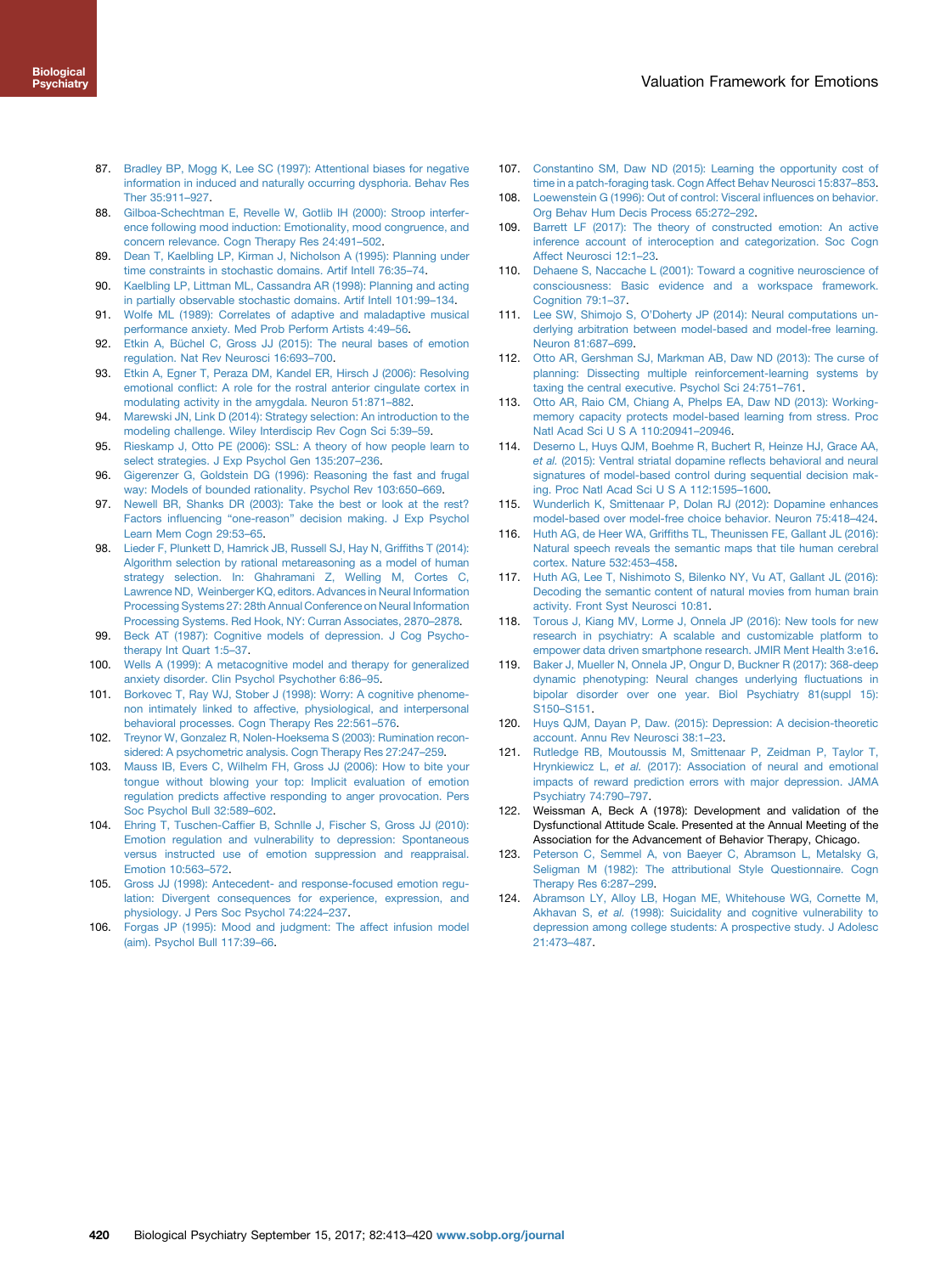87. Bradley BP, Mogg K, Lee SC (1997): Attentional biases for negative information in induced and naturally occurring dysphoria. Behav Res Ther 35:911–927.
88. Gilboa-Schechtman E, Revelle W, Gotlib IH (2000): Stroop interference following mood induction: Emotionality, mood congruence, and concern relevance. Cogn Therapy Res 24:491–502.
89. Dean T, Kaelbling LP, Kirman J, Nicholson A (1995): Planning under time constraints in stochastic domains. Artif Intell 76:35–74.
90. Kaelbling LP, Littman ML, Cassandra AR (1998): Planning and acting in partially observable stochastic domains. Artif Intell 101:99–134.
91. Wolfe ML (1989): Correlates of adaptive and maladaptive musical performance anxiety. Med Prob Perform Artists 4:49–56.
92. Etkin A, Büchel C, Gross JJ (2015): The neural bases of emotion regulation. Nat Rev Neurosci 16:693–700.
93. Etkin A, Egner T, Peraza DM, Kandel ER, Hirsch J (2006): Resolving emotional conflict: A role for the rostral anterior cingulate cortex in modulating activity in the amygdala. Neuron 51:871–882.
94. Marewski JN, Link D (2014): Strategy selection: An introduction to the modeling challenge. Wiley Interdiscip Rev Cogn Sci 5:39–59.
95. Rieskamp J, Otto PE (2006): SSL: A theory of how people learn to select strategies. J Exp Psychol Gen 135:207–236.
96. Gigerenzer G, Goldstein DG (1996): Reasoning the fast and frugal way: Models of bounded rationality. Psychol Rev 103:650–669.
97. Newell BR, Shanks DR (2003): Take the best or look at the rest? Factors influencing "one-reason" decision making. J Exp Psychol Learn Mem Cogn 29:53–65.
98. Lieder F, Plunkett D, Hamrick JB, Russell SJ, Hay N, Griffiths T (2014): Algorithm selection by rational metareasoning as a model of human strategy selection. In: Ghahramani Z, Welling M, Cortes C, Lawrence ND, Weinberger KQ, editors. Advances in Neural Information Processing Systems 27: 28th Annual Conference on Neural Information Processing Systems. Red Hook, NY: Curran Associates, 2870–2878.
99. Beck AT (1987): Cognitive models of depression. J Cog Psychotherapy Int Quart 1:5–37.
100. Wells A (1999): A metacognitive model and therapy for generalized anxiety disorder. Clin Psychol Psychother 6:86–95.
101. Borkovec T, Ray WJ, Stober J (1998): Worry: A cognitive phenomenon intimately linked to affective, physiological, and interpersonal behavioral processes. Cogn Therapy Res 22:561–576.
102. Treynor W, Gonzalez R, Nolen-Hoeksema S (2003): Rumination reconsidered: A psychometric analysis. Cogn Therapy Res 27:247–259.
103. Mauss IB, Evers C, Wilhelm FH, Gross JJ (2006): How to bite your tongue without blowing your top: Implicit evaluation of emotion regulation predicts affective responding to anger provocation. Pers Soc Psychol Bull 32:589–602.
104. Ehring T, Tuschen-Caffier B, Schnlle J, Fischer S, Gross JJ (2010): Emotion regulation and vulnerability to depression: Spontaneous versus instructed use of emotion suppression and reappraisal. Emotion 10:563–572.
105. Gross JJ (1998): Antecedent- and response-focused emotion regulation: Divergent consequences for experience, expression, and physiology. J Pers Soc Psychol 74:224–237.
106. Forgas JP (1995): Mood and judgment: The affect infusion model (aim). Psychol Bull 117:39–66.
107. Constantino SM, Daw ND (2015): Learning the opportunity cost of time in a patch-foraging task. Cogn Affect Behav Neurosci 15:837–853.
108. Loewenstein G (1996): Out of control: Visceral influences on behavior. Org Behav Hum Decis Process 65:272–292.
109. Barrett LF (2017): The theory of constructed emotion: An active inference account of interoception and categorization. Soc Cogn Affect Neurosci 12:1–23.
110. Dehaene S, Naccache L (2001): Toward a cognitive neuroscience of consciousness: Basic evidence and a workspace framework. Cognition 79:1–37.
111. Lee SW, Shimojo S, O'Doherty JP (2014): Neural computations underlying arbitration between model-based and model-free learning. Neuron 81:687–699.
112. Otto AR, Gershman SJ, Markman AB, Daw ND (2013): The curse of planning: Dissecting multiple reinforcement-learning systems by taxing the central executive. Psychol Sci 24:751–761.
113. Otto AR, Raio CM, Chiang A, Phelps EA, Daw ND (2013): Working-memory capacity protects model-based learning from stress. Proc Natl Acad Sci U S A 110:20941–20946.
114. Deserno L, Huys QJM, Boehme R, Buchert R, Heinze HJ, Grace AA, *et al.* (2015): Ventral striatal dopamine reflects behavioral and neural signatures of model-based control during sequential decision making. Proc Natl Acad Sci U S A 112:1595–1600.
115. Wunderlich K, Smittenaar P, Dolan RJ (2012): Dopamine enhances model-based over model-free choice behavior. Neuron 75:418–424.
116. Huth AG, de Heer WA, Griffiths TL, Theunissen FE, Gallant JL (2016): Natural speech reveals the semantic maps that tile human cerebral cortex. Nature 532:453–458.
117. Huth AG, Lee T, Nishimoto S, Bilenko NY, Vu AT, Gallant JL (2016): Decoding the semantic content of natural movies from human brain activity. Front Syst Neurosci 10:81.
118. Torous J, Kiang MV, Lorme J, Onnela JP (2016): New tools for new research in psychiatry: A scalable and customizable platform to empower data driven smartphone research. JMIR Ment Health 3:e16.
119. Baker J, Mueller N, Onnela JP, Ongur D, Buckner R (2017): 368-deep dynamic phenotyping: Neural changes underlying fluctuations in bipolar disorder over one year. Biol Psychiatry 81(suppl 15): S150–S151.
120. Huys QJM, Dayan P, Daw. (2015): Depression: A decision-theoretic account. Annu Rev Neurosci 38:1–23.
121. Rutledge RB, Moutoussis M, Smittenaar P, Zeidman P, Taylor T, Hrynkiewicz L, *et al.* (2017): Association of neural and emotional impacts of reward prediction errors with major depression. JAMA Psychiatry 74:790–797.
122. Weissman A, Beck A (1978): Development and validation of the Dysfunctional Attitude Scale. Presented at the Annual Meeting of the Association for the Advancement of Behavior Therapy, Chicago.
123. Peterson C, Semmel A, von Baeyer C, Abramson L, Metalsky G, Seligman M (1982): The attributional Style Questionnaire. Cogn Therapy Res 6:287–299.
124. Abramson LY, Alloy LB, Hogan ME, Whitehouse WG, Cornette M, Akhavan S, *et al.* (1998): Suicidality and cognitive vulnerability to depression among college students: A prospective study. J Adolesc 21:473–487.